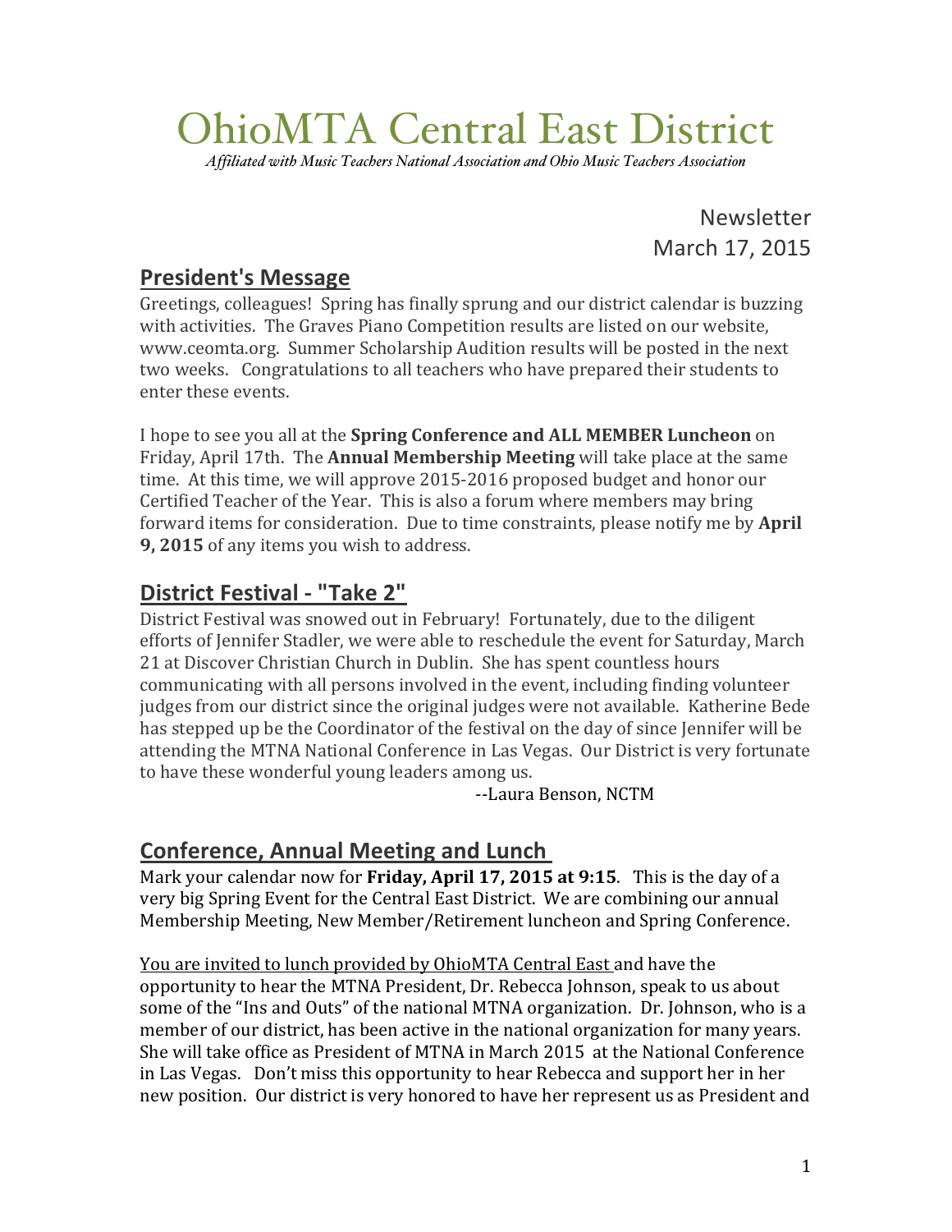# OhioMTA Central East District

*Affiliated with Music Teachers National Association and Ohio Music Teachers Association*

Newsletter
March 17, 2015

## President's Message

Greetings, colleagues! Spring has finally sprung and our district calendar is buzzing with activities. The Graves Piano Competition results are listed on our website, www.ceomta.org. Summer Scholarship Audition results will be posted in the next two weeks. Congratulations to all teachers who have prepared their students to enter these events.

I hope to see you all at the **Spring Conference and ALL MEMBER Luncheon** on Friday, April 17th. The **Annual Membership Meeting** will take place at the same time. At this time, we will approve 2015-2016 proposed budget and honor our Certified Teacher of the Year. This is also a forum where members may bring forward items for consideration. Due to time constraints, please notify me by **April 9, 2015** of any items you wish to address.

## District Festival - "Take 2"

District Festival was snowed out in February! Fortunately, due to the diligent efforts of Jennifer Stadler, we were able to reschedule the event for Saturday, March 21 at Discover Christian Church in Dublin. She has spent countless hours communicating with all persons involved in the event, including finding volunteer judges from our district since the original judges were not available. Katherine Bede has stepped up be the Coordinator of the festival on the day of since Jennifer will be attending the MTNA National Conference in Las Vegas. Our District is very fortunate to have these wonderful young leaders among us.

--Laura Benson, NCTM

## Conference, Annual Meeting and Lunch

Mark your calendar now for **Friday, April 17, 2015 at 9:15**. This is the day of a very big Spring Event for the Central East District. We are combining our annual Membership Meeting, New Member/Retirement luncheon and Spring Conference.

You are invited to lunch provided by OhioMTA Central East and have the opportunity to hear the MTNA President, Dr. Rebecca Johnson, speak to us about some of the "Ins and Outs" of the national MTNA organization. Dr. Johnson, who is a member of our district, has been active in the national organization for many years. She will take office as President of MTNA in March 2015 at the National Conference in Las Vegas. Don't miss this opportunity to hear Rebecca and support her in her new position. Our district is very honored to have her represent us as President and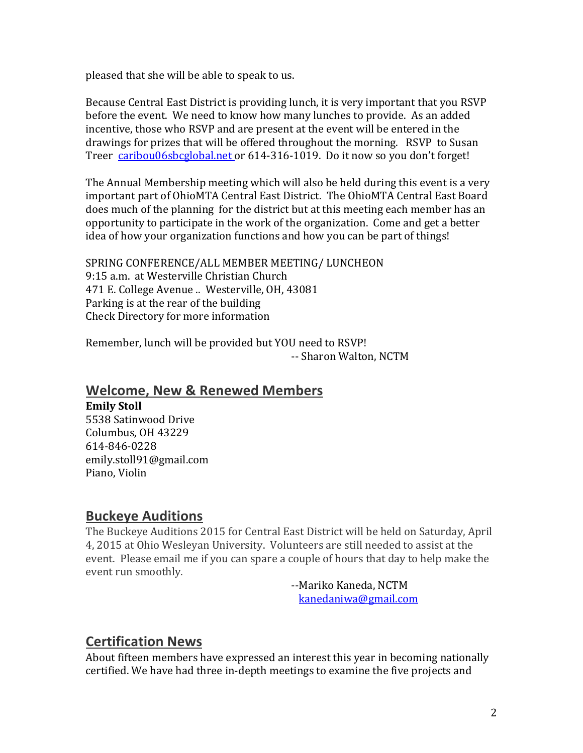pleased that she will be able to speak to us.

Because Central East District is providing lunch, it is very important that you RSVP before the event. We need to know how many lunches to provide. As an added incentive, those who RSVP and are present at the event will be entered in the drawings for prizes that will be offered throughout the morning. RSVP to Susan Treer caribou06sbcglobal.net or 614-316-1019. Do it now so you don't forget!

The Annual Membership meeting which will also be held during this event is a very important part of OhioMTA Central East District. The OhioMTA Central East Board does much of the planning for the district but at this meeting each member has an opportunity to participate in the work of the organization. Come and get a better idea of how your organization functions and how you can be part of things!

SPRING CONFERENCE/ALL MEMBER MEETING/ LUNCHEON
9:15 a.m. at Westerville Christian Church
471 E. College Avenue .. Westerville, OH, 43081
Parking is at the rear of the building
Check Directory for more information

Remember, lunch will be provided but YOU need to RSVP!

-- Sharon Walton, NCTM

## Welcome, New & Renewed Members

**Emily Stoll**
5538 Satinwood Drive
Columbus, OH 43229
614-846-0228
emily.stoll91@gmail.com
Piano, Violin

## Buckeye Auditions

The Buckeye Auditions 2015 for Central East District will be held on Saturday, April 4, 2015 at Ohio Wesleyan University. Volunteers are still needed to assist at the event. Please email me if you can spare a couple of hours that day to help make the event run smoothly.

--Mariko Kaneda, NCTM
kanedaniwa@gmail.com

## Certification News

About fifteen members have expressed an interest this year in becoming nationally certified. We have had three in-depth meetings to examine the five projects and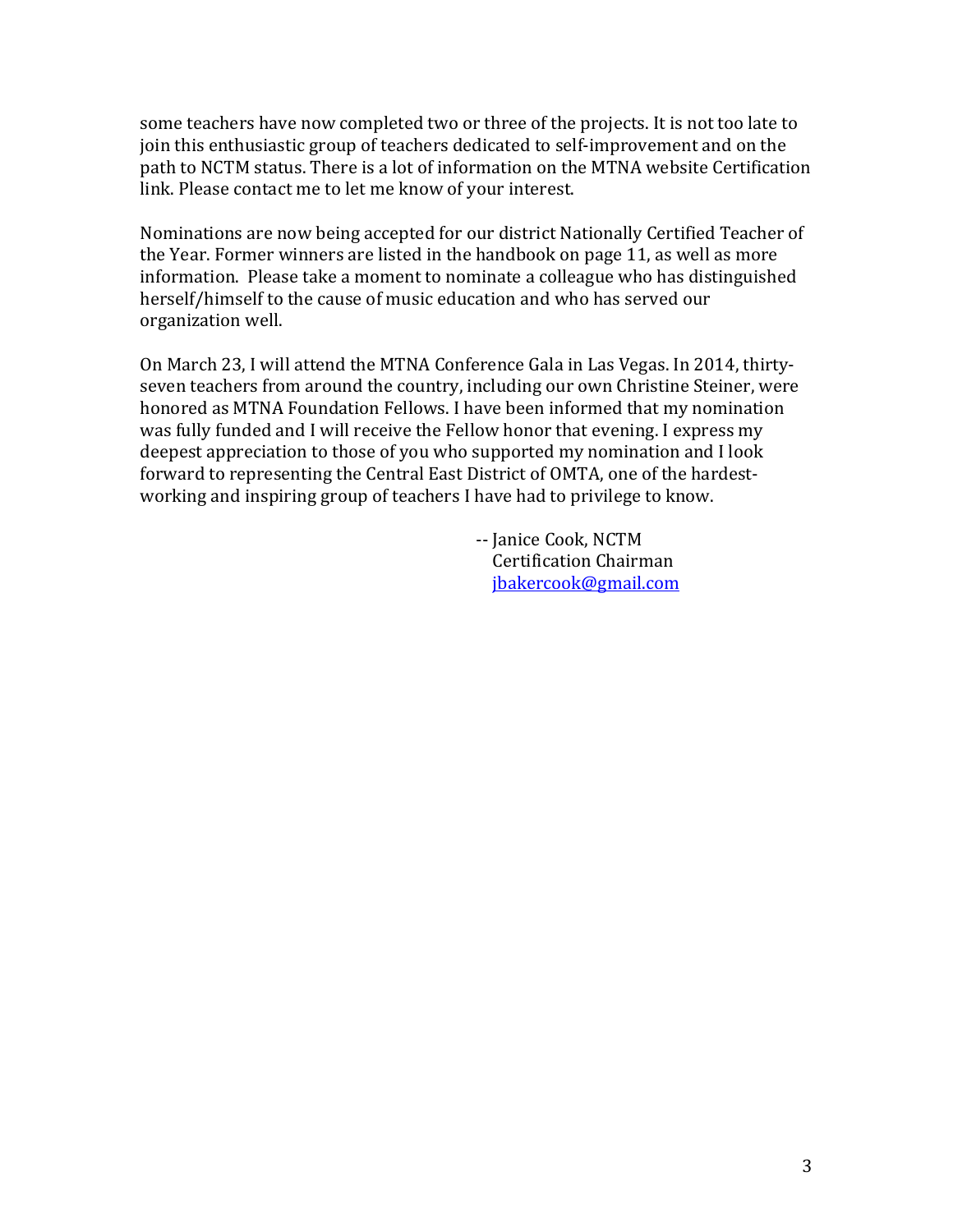some teachers have now completed two or three of the projects. It is not too late to join this enthusiastic group of teachers dedicated to self-improvement and on the path to NCTM status. There is a lot of information on the MTNA website Certification link. Please contact me to let me know of your interest.

Nominations are now being accepted for our district Nationally Certified Teacher of the Year. Former winners are listed in the handbook on page 11, as well as more information. Please take a moment to nominate a colleague who has distinguished herself/himself to the cause of music education and who has served our organization well.

On March 23, I will attend the MTNA Conference Gala in Las Vegas. In 2014, thirty-seven teachers from around the country, including our own Christine Steiner, were honored as MTNA Foundation Fellows. I have been informed that my nomination was fully funded and I will receive the Fellow honor that evening. I express my deepest appreciation to those of you who supported my nomination and I look forward to representing the Central East District of OMTA, one of the hardest-working and inspiring group of teachers I have had to privilege to know.

-- Janice Cook, NCTM
Certification Chairman
[jbakercook@gmail.com](mailto:jbakercook@gmail.com)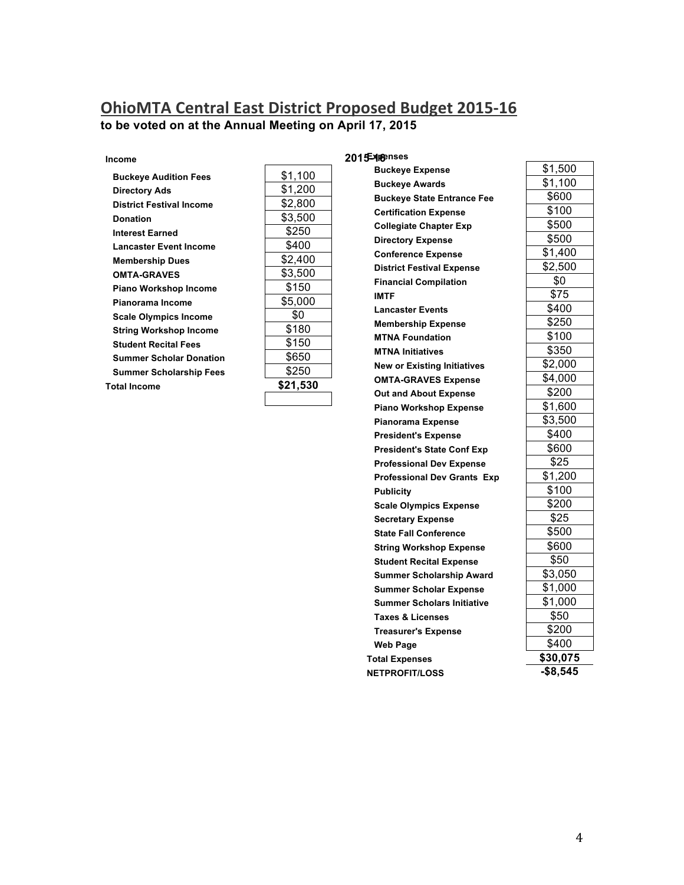## OhioMTA Central East District Proposed Budget 2015-16

**to be voted on at the Annual Meeting on April 17, 2015**

| Income | |
|---|---|
| Buckeye Audition Fees | $1,100 |
| Directory Ads | $1,200 |
| District Festival Income | $2,800 |
| Donation | $3,500 |
| Interest Earned | $250 |
| Lancaster Event Income | $400 |
| Membership Dues | $2,400 |
| OMTA-GRAVES | $3,500 |
| Piano Workshop Income | $150 |
| Pianorama Income | $5,000 |
| Scale Olympics Income | $0 |
| String Workshop Income | $180 |
| Student Recital Fees | $150 |
| Summer Scholar Donation | $650 |
| Summer Scholarship Fees | $250 |
| **Total Income** | **$21,530** |

| 2015-16 Expenses | |
|---|---|
| Buckeye Expense | $1,500 |
| Buckeye Awards | $1,100 |
| Buckeye State Entrance Fee | $600 |
| Certification Expense | $100 |
| Collegiate Chapter Exp | $500 |
| Directory Expense | $500 |
| Conference Expense | $1,400 |
| District Festival Expense | $2,500 |
| Financial Compilation | $0 |
| IMTF | $75 |
| Lancaster Events | $400 |
| Membership Expense | $250 |
| MTNA Foundation | $100 |
| MTNA Initiatives | $350 |
| New or Existing Initiatives | $2,000 |
| OMTA-GRAVES Expense | $4,000 |
| Out and About Expense | $200 |
| Piano Workshop Expense | $1,600 |
| Pianorama Expense | $3,500 |
| President's Expense | $400 |
| President's State Conf Exp | $600 |
| Professional Dev Expense | $25 |
| Professional Dev Grants Exp | $1,200 |
| Publicity | $100 |
| Scale Olympics Expense | $200 |
| Secretary Expense | $25 |
| State Fall Conference | $500 |
| String Workshop Expense | $600 |
| Student Recital Expense | $50 |
| Summer Scholarship Award | $3,050 |
| Summer Scholar Expense | $1,000 |
| Summer Scholars Initiative | $1,000 |
| Taxes & Licenses | $50 |
| Treasurer's Expense | $200 |
| Web Page | $400 |
| **Total Expenses** | **$30,075** |
| **NETPROFIT/LOSS** | **-$8,545** |